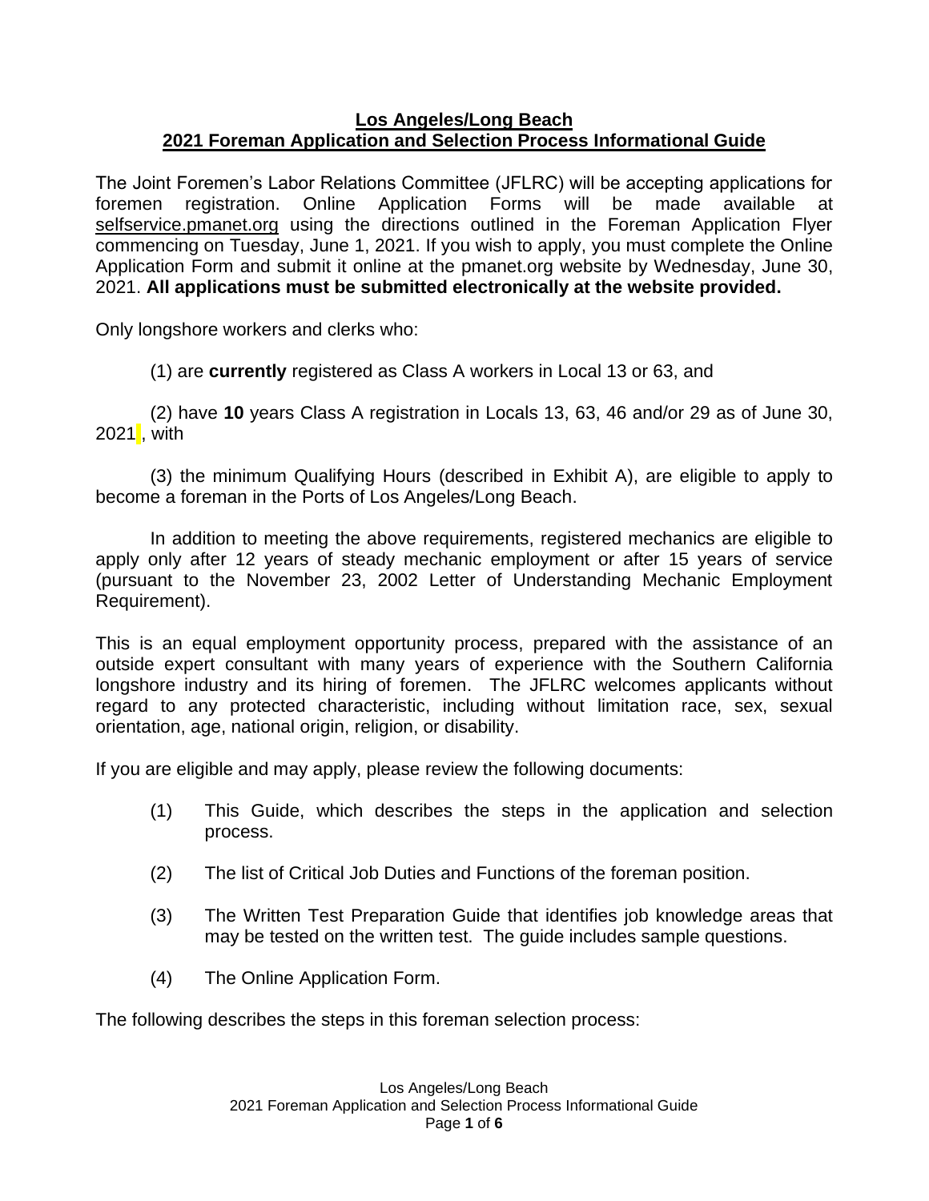# Los Angeles/Long Beach
## 2021 Foreman Application and Selection Process Informational Guide

The Joint Foremen's Labor Relations Committee (JFLRC) will be accepting applications for foremen registration. Online Application Forms will be made available at selfservice.pmanet.org using the directions outlined in the Foreman Application Flyer commencing on Tuesday, June 1, 2021. If you wish to apply, you must complete the Online Application Form and submit it online at the pmanet.org website by Wednesday, June 30, 2021. **All applications must be submitted electronically at the website provided.**

Only longshore workers and clerks who:

(1) are **currently** registered as Class A workers in Local 13 or 63, and

(2) have **10** years Class A registration in Locals 13, 63, 46 and/or 29 as of June 30, 2021 , with

(3) the minimum Qualifying Hours (described in Exhibit A), are eligible to apply to become a foreman in the Ports of Los Angeles/Long Beach.

In addition to meeting the above requirements, registered mechanics are eligible to apply only after 12 years of steady mechanic employment or after 15 years of service (pursuant to the November 23, 2002 Letter of Understanding Mechanic Employment Requirement).

This is an equal employment opportunity process, prepared with the assistance of an outside expert consultant with many years of experience with the Southern California longshore industry and its hiring of foremen. The JFLRC welcomes applicants without regard to any protected characteristic, including without limitation race, sex, sexual orientation, age, national origin, religion, or disability.

If you are eligible and may apply, please review the following documents:

(1) This Guide, which describes the steps in the application and selection process.

(2) The list of Critical Job Duties and Functions of the foreman position.

(3) The Written Test Preparation Guide that identifies job knowledge areas that may be tested on the written test. The guide includes sample questions.

(4) The Online Application Form.

The following describes the steps in this foreman selection process: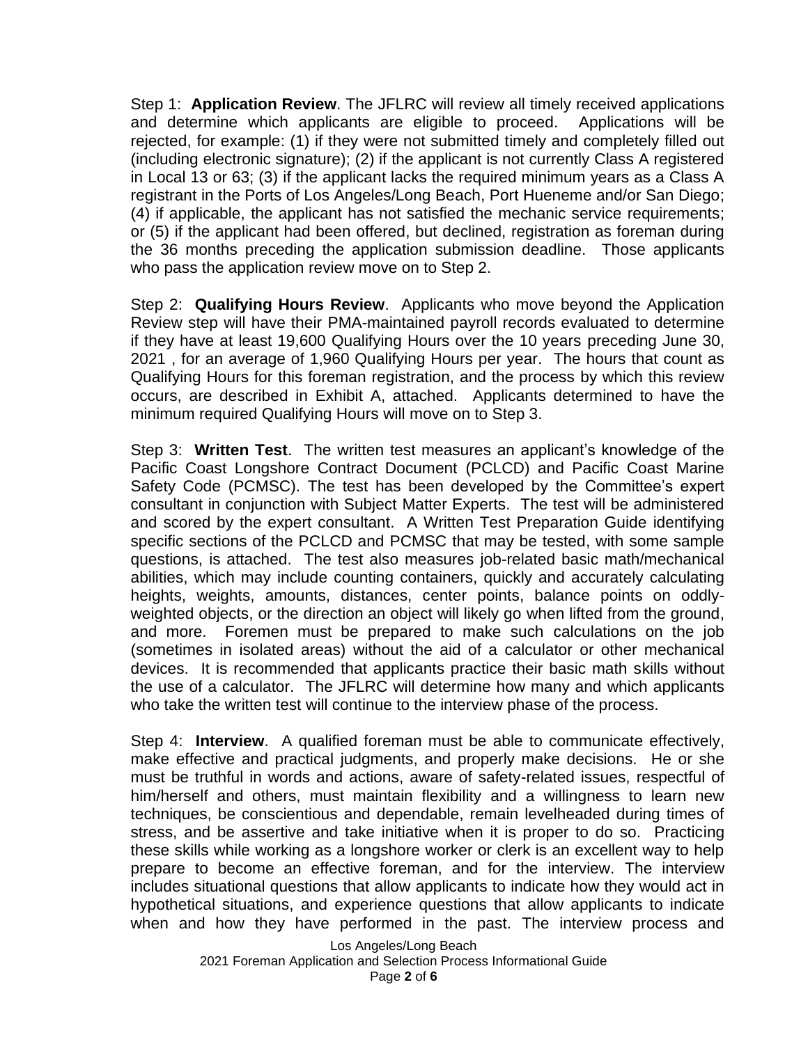Step 1: **Application Review**. The JFLRC will review all timely received applications and determine which applicants are eligible to proceed. Applications will be rejected, for example: (1) if they were not submitted timely and completely filled out (including electronic signature); (2) if the applicant is not currently Class A registered in Local 13 or 63; (3) if the applicant lacks the required minimum years as a Class A registrant in the Ports of Los Angeles/Long Beach, Port Hueneme and/or San Diego; (4) if applicable, the applicant has not satisfied the mechanic service requirements; or (5) if the applicant had been offered, but declined, registration as foreman during the 36 months preceding the application submission deadline. Those applicants who pass the application review move on to Step 2.

Step 2: **Qualifying Hours Review**. Applicants who move beyond the Application Review step will have their PMA-maintained payroll records evaluated to determine if they have at least 19,600 Qualifying Hours over the 10 years preceding June 30, 2021 , for an average of 1,960 Qualifying Hours per year. The hours that count as Qualifying Hours for this foreman registration, and the process by which this review occurs, are described in Exhibit A, attached. Applicants determined to have the minimum required Qualifying Hours will move on to Step 3.

Step 3: **Written Test**. The written test measures an applicant's knowledge of the Pacific Coast Longshore Contract Document (PCLCD) and Pacific Coast Marine Safety Code (PCMSC). The test has been developed by the Committee's expert consultant in conjunction with Subject Matter Experts. The test will be administered and scored by the expert consultant. A Written Test Preparation Guide identifying specific sections of the PCLCD and PCMSC that may be tested, with some sample questions, is attached. The test also measures job-related basic math/mechanical abilities, which may include counting containers, quickly and accurately calculating heights, weights, amounts, distances, center points, balance points on oddly-weighted objects, or the direction an object will likely go when lifted from the ground, and more. Foremen must be prepared to make such calculations on the job (sometimes in isolated areas) without the aid of a calculator or other mechanical devices. It is recommended that applicants practice their basic math skills without the use of a calculator. The JFLRC will determine how many and which applicants who take the written test will continue to the interview phase of the process.

Step 4: **Interview**. A qualified foreman must be able to communicate effectively, make effective and practical judgments, and properly make decisions. He or she must be truthful in words and actions, aware of safety-related issues, respectful of him/herself and others, must maintain flexibility and a willingness to learn new techniques, be conscientious and dependable, remain levelheaded during times of stress, and be assertive and take initiative when it is proper to do so. Practicing these skills while working as a longshore worker or clerk is an excellent way to help prepare to become an effective foreman, and for the interview. The interview includes situational questions that allow applicants to indicate how they would act in hypothetical situations, and experience questions that allow applicants to indicate when and how they have performed in the past. The interview process and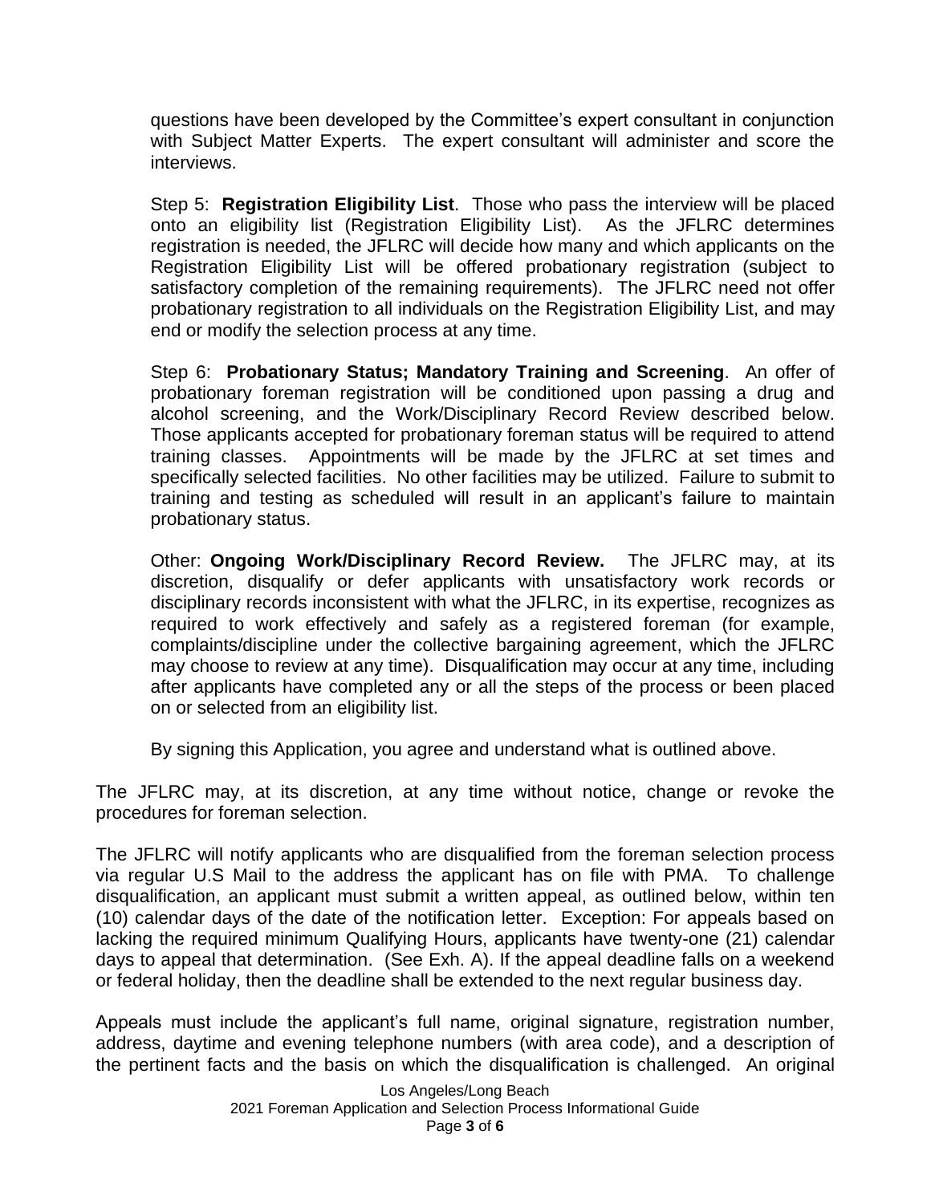questions have been developed by the Committee's expert consultant in conjunction with Subject Matter Experts. The expert consultant will administer and score the interviews.

Step 5: **Registration Eligibility List**. Those who pass the interview will be placed onto an eligibility list (Registration Eligibility List). As the JFLRC determines registration is needed, the JFLRC will decide how many and which applicants on the Registration Eligibility List will be offered probationary registration (subject to satisfactory completion of the remaining requirements). The JFLRC need not offer probationary registration to all individuals on the Registration Eligibility List, and may end or modify the selection process at any time.

Step 6: **Probationary Status; Mandatory Training and Screening**. An offer of probationary foreman registration will be conditioned upon passing a drug and alcohol screening, and the Work/Disciplinary Record Review described below. Those applicants accepted for probationary foreman status will be required to attend training classes. Appointments will be made by the JFLRC at set times and specifically selected facilities. No other facilities may be utilized. Failure to submit to training and testing as scheduled will result in an applicant's failure to maintain probationary status.

Other: **Ongoing Work/Disciplinary Record Review.** The JFLRC may, at its discretion, disqualify or defer applicants with unsatisfactory work records or disciplinary records inconsistent with what the JFLRC, in its expertise, recognizes as required to work effectively and safely as a registered foreman (for example, complaints/discipline under the collective bargaining agreement, which the JFLRC may choose to review at any time). Disqualification may occur at any time, including after applicants have completed any or all the steps of the process or been placed on or selected from an eligibility list.

By signing this Application, you agree and understand what is outlined above.

The JFLRC may, at its discretion, at any time without notice, change or revoke the procedures for foreman selection.

The JFLRC will notify applicants who are disqualified from the foreman selection process via regular U.S Mail to the address the applicant has on file with PMA. To challenge disqualification, an applicant must submit a written appeal, as outlined below, within ten (10) calendar days of the date of the notification letter. Exception: For appeals based on lacking the required minimum Qualifying Hours, applicants have twenty-one (21) calendar days to appeal that determination. (See Exh. A). If the appeal deadline falls on a weekend or federal holiday, then the deadline shall be extended to the next regular business day.

Appeals must include the applicant's full name, original signature, registration number, address, daytime and evening telephone numbers (with area code), and a description of the pertinent facts and the basis on which the disqualification is challenged. An original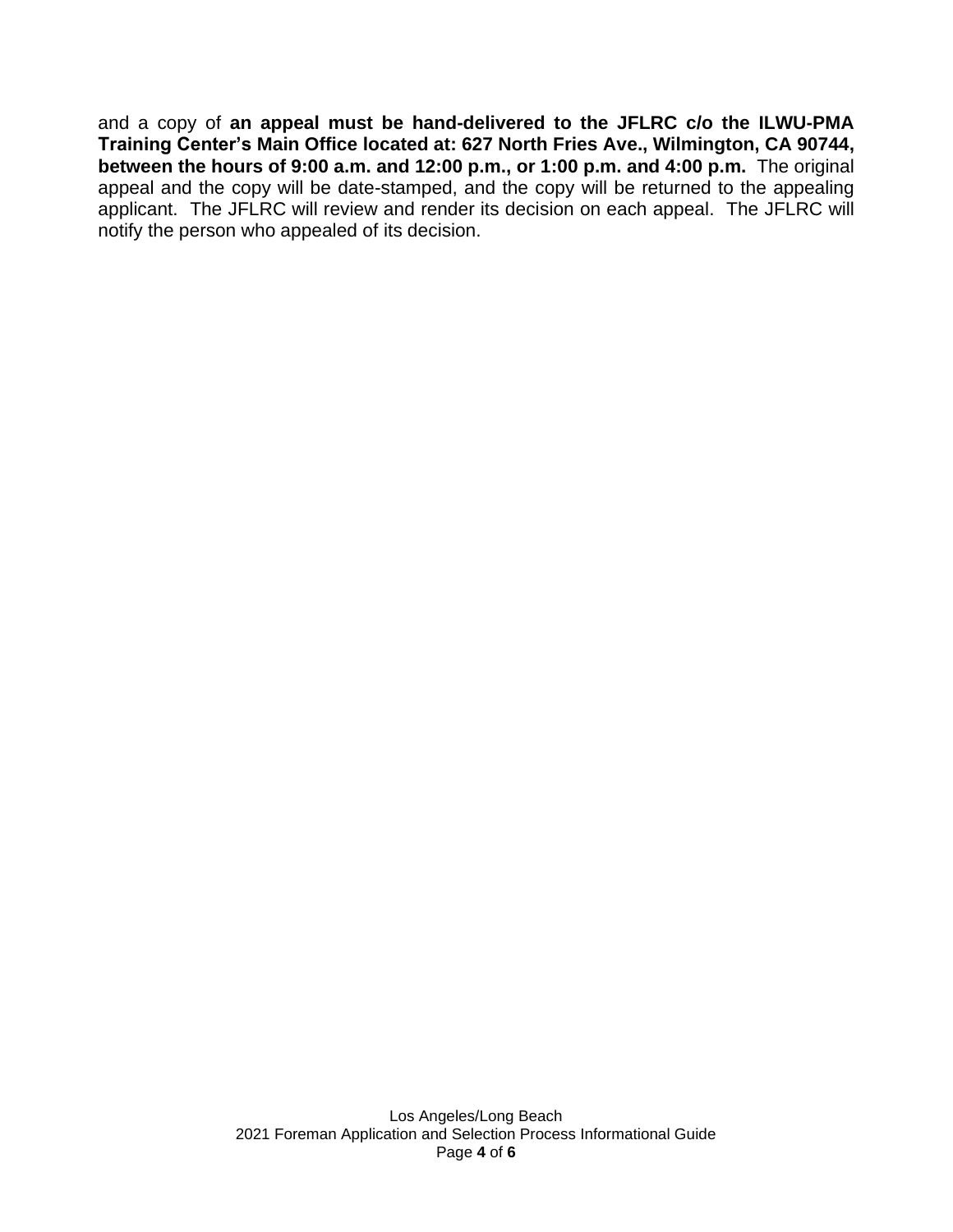and a copy of **an appeal must be hand-delivered to the JFLRC c/o the ILWU-PMA Training Center's Main Office located at: 627 North Fries Ave., Wilmington, CA 90744, between the hours of 9:00 a.m. and 12:00 p.m., or 1:00 p.m. and 4:00 p.m.** The original appeal and the copy will be date-stamped, and the copy will be returned to the appealing applicant. The JFLRC will review and render its decision on each appeal. The JFLRC will notify the person who appealed of its decision.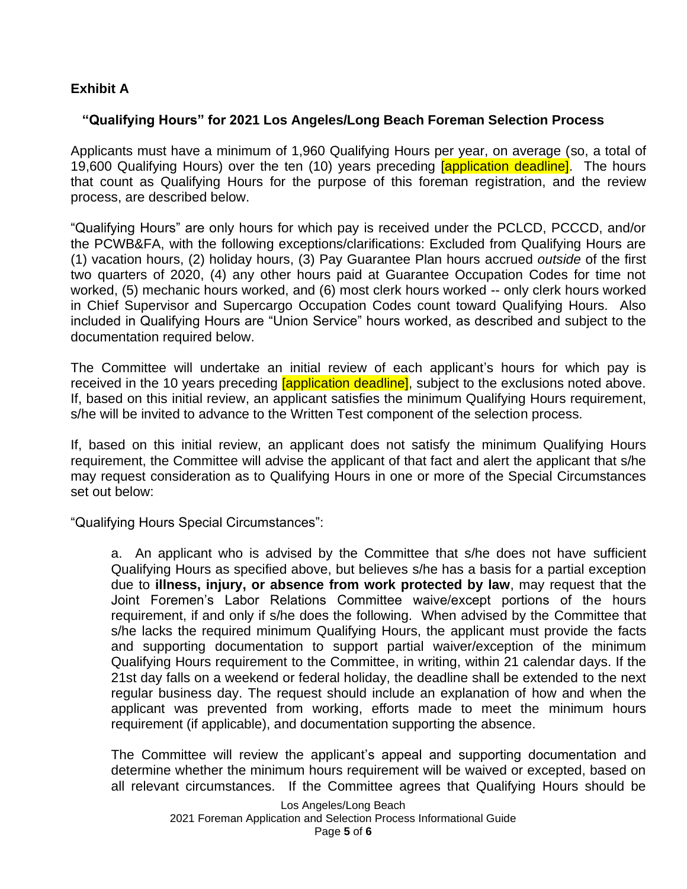**Exhibit A**

## "Qualifying Hours" for 2021 Los Angeles/Long Beach Foreman Selection Process

Applicants must have a minimum of 1,960 Qualifying Hours per year, on average (so, a total of 19,600 Qualifying Hours) over the ten (10) years preceding [application deadline]. The hours that count as Qualifying Hours for the purpose of this foreman registration, and the review process, are described below.

"Qualifying Hours" are only hours for which pay is received under the PCLCD, PCCCD, and/or the PCWB&FA, with the following exceptions/clarifications: Excluded from Qualifying Hours are (1) vacation hours, (2) holiday hours, (3) Pay Guarantee Plan hours accrued *outside* of the first two quarters of 2020, (4) any other hours paid at Guarantee Occupation Codes for time not worked, (5) mechanic hours worked, and (6) most clerk hours worked -- only clerk hours worked in Chief Supervisor and Supercargo Occupation Codes count toward Qualifying Hours. Also included in Qualifying Hours are "Union Service" hours worked, as described and subject to the documentation required below.

The Committee will undertake an initial review of each applicant's hours for which pay is received in the 10 years preceding [application deadline], subject to the exclusions noted above. If, based on this initial review, an applicant satisfies the minimum Qualifying Hours requirement, s/he will be invited to advance to the Written Test component of the selection process.

If, based on this initial review, an applicant does not satisfy the minimum Qualifying Hours requirement, the Committee will advise the applicant of that fact and alert the applicant that s/he may request consideration as to Qualifying Hours in one or more of the Special Circumstances set out below:

"Qualifying Hours Special Circumstances":

a. An applicant who is advised by the Committee that s/he does not have sufficient Qualifying Hours as specified above, but believes s/he has a basis for a partial exception due to **illness, injury, or absence from work protected by law**, may request that the Joint Foremen's Labor Relations Committee waive/except portions of the hours requirement, if and only if s/he does the following. When advised by the Committee that s/he lacks the required minimum Qualifying Hours, the applicant must provide the facts and supporting documentation to support partial waiver/exception of the minimum Qualifying Hours requirement to the Committee, in writing, within 21 calendar days. If the 21st day falls on a weekend or federal holiday, the deadline shall be extended to the next regular business day. The request should include an explanation of how and when the applicant was prevented from working, efforts made to meet the minimum hours requirement (if applicable), and documentation supporting the absence.

The Committee will review the applicant's appeal and supporting documentation and determine whether the minimum hours requirement will be waived or excepted, based on all relevant circumstances. If the Committee agrees that Qualifying Hours should be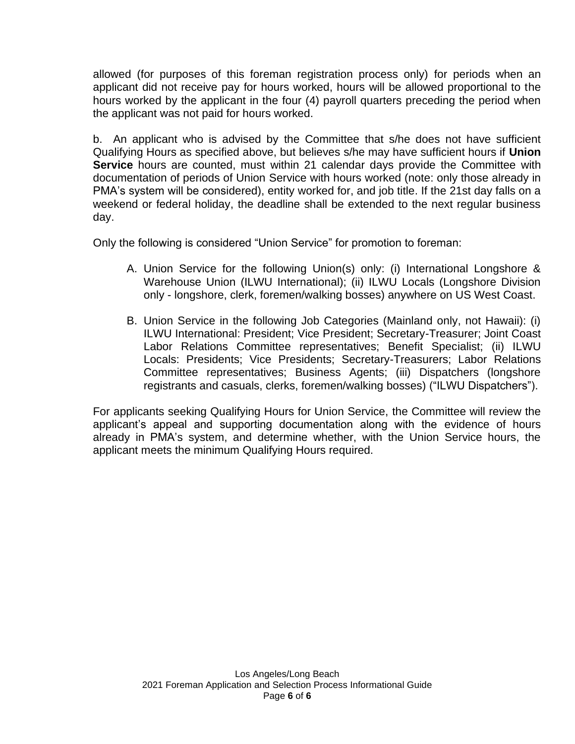allowed (for purposes of this foreman registration process only) for periods when an applicant did not receive pay for hours worked, hours will be allowed proportional to the hours worked by the applicant in the four (4) payroll quarters preceding the period when the applicant was not paid for hours worked.

b. An applicant who is advised by the Committee that s/he does not have sufficient Qualifying Hours as specified above, but believes s/he may have sufficient hours if **Union Service** hours are counted, must within 21 calendar days provide the Committee with documentation of periods of Union Service with hours worked (note: only those already in PMA's system will be considered), entity worked for, and job title. If the 21st day falls on a weekend or federal holiday, the deadline shall be extended to the next regular business day.

Only the following is considered "Union Service" for promotion to foreman:

A. Union Service for the following Union(s) only: (i) International Longshore & Warehouse Union (ILWU International); (ii) ILWU Locals (Longshore Division only - longshore, clerk, foremen/walking bosses) anywhere on US West Coast.

B. Union Service in the following Job Categories (Mainland only, not Hawaii): (i) ILWU International: President; Vice President; Secretary-Treasurer; Joint Coast Labor Relations Committee representatives; Benefit Specialist; (ii) ILWU Locals: Presidents; Vice Presidents; Secretary-Treasurers; Labor Relations Committee representatives; Business Agents; (iii) Dispatchers (longshore registrants and casuals, clerks, foremen/walking bosses) ("ILWU Dispatchers").

For applicants seeking Qualifying Hours for Union Service, the Committee will review the applicant's appeal and supporting documentation along with the evidence of hours already in PMA's system, and determine whether, with the Union Service hours, the applicant meets the minimum Qualifying Hours required.